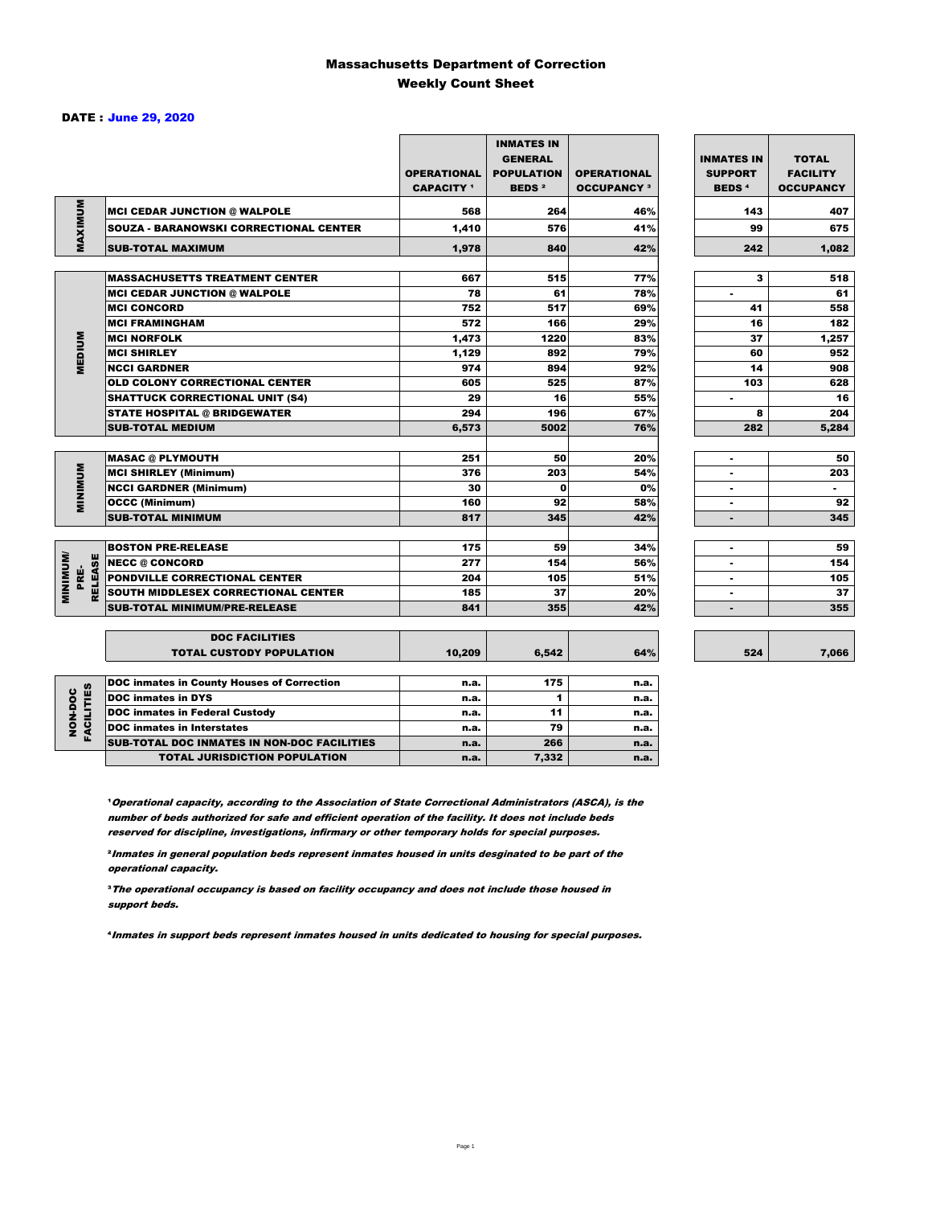# Massachusetts Department of Correction
## Weekly Count Sheet

**DATE : June 29, 2020**

| | | OPERATIONAL CAPACITY [1] | INMATES IN GENERAL POPULATION BEDS [2] | OPERATIONAL OCCUPANCY [3] | INMATES IN SUPPORT BEDS [4] | TOTAL FACILITY OCCUPANCY |
|---|---|---|---|---|---|---|
| MAXIMUM | MCI CEDAR JUNCTION @ WALPOLE | 568 | 264 | 46% | 143 | 407 |
| | SOUZA - BARANOWSKI CORRECTIONAL CENTER | 1,410 | 576 | 41% | 99 | 675 |
| | SUB-TOTAL MAXIMUM | 1,978 | 840 | 42% | 242 | 1,082 |
| MEDIUM | MASSACHUSETTS TREATMENT CENTER | 667 | 515 | 77% | 3 | 518 |
| | MCI CEDAR JUNCTION @ WALPOLE | 78 | 61 | 78% | - | 61 |
| | MCI CONCORD | 752 | 517 | 69% | 41 | 558 |
| | MCI FRAMINGHAM | 572 | 166 | 29% | 16 | 182 |
| | MCI NORFOLK | 1,473 | 1220 | 83% | 37 | 1,257 |
| | MCI SHIRLEY | 1,129 | 892 | 79% | 60 | 952 |
| | NCCI GARDNER | 974 | 894 | 92% | 14 | 908 |
| | OLD COLONY CORRECTIONAL CENTER | 605 | 525 | 87% | 103 | 628 |
| | SHATTUCK CORRECTIONAL UNIT (S4) | 29 | 16 | 55% | - | 16 |
| | STATE HOSPITAL @ BRIDGEWATER | 294 | 196 | 67% | 8 | 204 |
| | SUB-TOTAL MEDIUM | 6,573 | 5002 | 76% | 282 | 5,284 |
| MINIMUM | MASAC @ PLYMOUTH | 251 | 50 | 20% | - | 50 |
| | MCI SHIRLEY (Minimum) | 376 | 203 | 54% | - | 203 |
| | NCCI GARDNER (Minimum) | 30 | 0 | 0% | - | - |
| | OCCC (Minimum) | 160 | 92 | 58% | - | 92 |
| | SUB-TOTAL MINIMUM | 817 | 345 | 42% | - | 345 |
| MINIMUM/ PRE-RELEASE | BOSTON PRE-RELEASE | 175 | 59 | 34% | - | 59 |
| | NECC @ CONCORD | 277 | 154 | 56% | - | 154 |
| | PONDVILLE CORRECTIONAL CENTER | 204 | 105 | 51% | - | 105 |
| | SOUTH MIDDLESEX CORRECTIONAL CENTER | 185 | 37 | 20% | - | 37 |
| | SUB-TOTAL MINIMUM/PRE-RELEASE | 841 | 355 | 42% | - | 355 |
| | DOC FACILITIES TOTAL CUSTODY POPULATION | 10,209 | 6,542 | 64% | 524 | 7,066 |

| | | | | |
|---|---|---|---|---|
| NON-DOC FACILITIES | DOC inmates in County Houses of Correction | n.a. | 175 | n.a. |
| | DOC inmates in DYS | n.a. | 1 | n.a. |
| | DOC inmates in Federal Custody | n.a. | 11 | n.a. |
| | DOC inmates in Interstates | n.a. | 79 | n.a. |
| | SUB-TOTAL DOC INMATES IN NON-DOC FACILITIES | n.a. | 266 | n.a. |
| | TOTAL JURISDICTION POPULATION | n.a. | 7,332 | n.a. |

[1] *Operational capacity, according to the Association of State Correctional Administrators (ASCA), is the number of beds authorized for safe and efficient operation of the facility. It does not include beds reserved for discipline, investigations, infirmary or other temporary holds for special purposes.*

[2] *Inmates in general population beds represent inmates housed in units desginated to be part of the operational capacity.*

[3] *The operational occupancy is based on facility occupancy and does not include those housed in support beds.*

[4] *Inmates in support beds represent inmates housed in units dedicated to housing for special purposes.*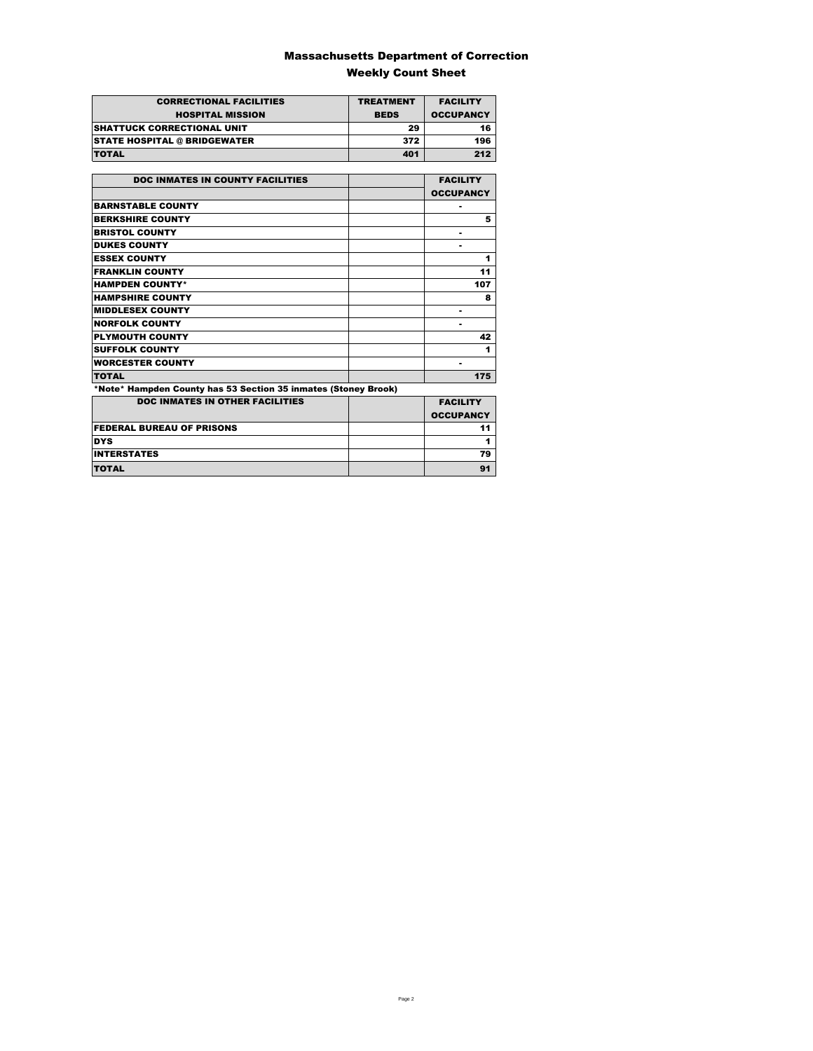# Massachusetts Department of Correction

## Weekly Count Sheet

| CORRECTIONAL FACILITIES HOSPITAL MISSION | TREATMENT BEDS | FACILITY OCCUPANCY |
|---|---|---|
| SHATTUCK CORRECTIONAL UNIT | 29 | 16 |
| STATE HOSPITAL @ BRIDGEWATER | 372 | 196 |
| TOTAL | 401 | 212 |

| DOC INMATES IN COUNTY FACILITIES | | FACILITY OCCUPANCY |
|---|---|---|
| BARNSTABLE COUNTY | | - |
| BERKSHIRE COUNTY | | 5 |
| BRISTOL COUNTY | | - |
| DUKES COUNTY | | - |
| ESSEX COUNTY | | 1 |
| FRANKLIN COUNTY | | 11 |
| HAMPDEN COUNTY* | | 107 |
| HAMPSHIRE COUNTY | | 8 |
| MIDDLESEX COUNTY | | - |
| NORFOLK COUNTY | | - |
| PLYMOUTH COUNTY | | 42 |
| SUFFOLK COUNTY | | 1 |
| WORCESTER COUNTY | | - |
| TOTAL | | 175 |

*Note* Hampden County has 53 Section 35 inmates (Stoney Brook)

| DOC INMATES IN OTHER FACILITIES | | FACILITY OCCUPANCY |
|---|---|---|
| FEDERAL BUREAU OF PRISONS | | 11 |
| DYS | | 1 |
| INTERSTATES | | 79 |
| TOTAL | | 91 |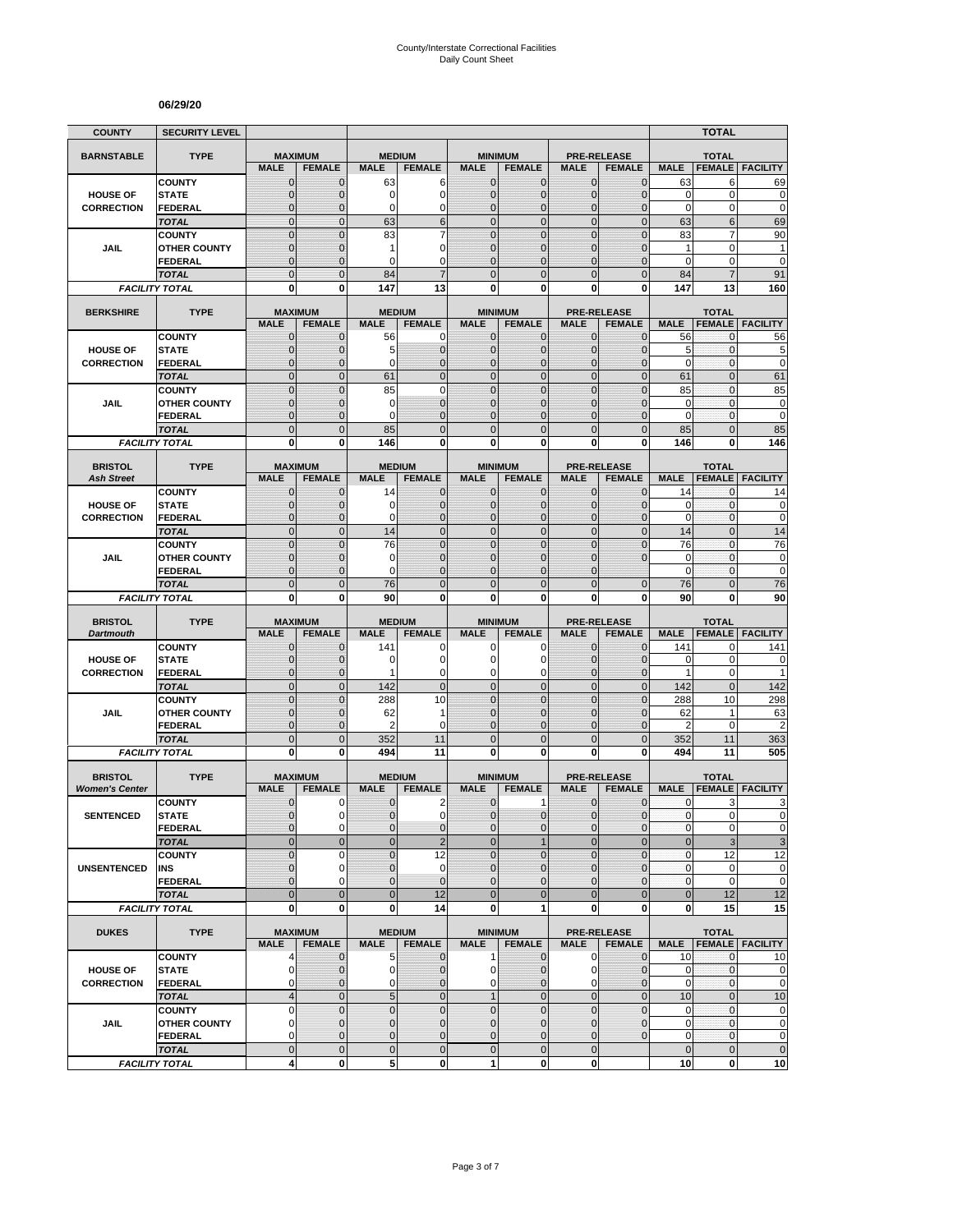County/Interstate Correctional Facilities
Daily Count Sheet

**06/29/20**

| COUNTY | SECURITY LEVEL | | | | | | | | | TOTAL | | |
|---|---|---|---|---|---|---|---|---|---|---|---|---|
| **BARNSTABLE** | **TYPE** | **MAXIMUM** | | **MEDIUM** | | **MINIMUM** | | **PRE-RELEASE** | | **TOTAL** | | |
| | | **MALE** | **FEMALE** | **MALE** | **FEMALE** | **MALE** | **FEMALE** | **MALE** | **FEMALE** | **MALE** | **FEMALE** | **FACILITY** |
| | COUNTY | 0 | 0 | 63 | 6 | 0 | 0 | 0 | 0 | 63 | 6 | 69 |
| **HOUSE OF** | STATE | 0 | 0 | 0 | 0 | 0 | 0 | 0 | 0 | 0 | 0 | 0 |
| **CORRECTION** | FEDERAL | 0 | 0 | 0 | 0 | 0 | 0 | 0 | 0 | 0 | 0 | 0 |
| | TOTAL | 0 | 0 | 63 | 6 | 0 | 0 | 0 | 0 | 63 | 6 | 69 |
| | COUNTY | 0 | 0 | 83 | 7 | 0 | 0 | 0 | 0 | 83 | 7 | 90 |
| **JAIL** | OTHER COUNTY | 0 | 0 | 1 | 0 | 0 | 0 | 0 | 0 | 1 | 0 | 1 |
| | FEDERAL | 0 | 0 | 0 | 0 | 0 | 0 | 0 | 0 | 0 | 0 | 0 |
| | TOTAL | 0 | 0 | 84 | 7 | 0 | 0 | 0 | 0 | 84 | 7 | 91 |
| | FACILITY TOTAL | 0 | 0 | 147 | 13 | 0 | 0 | 0 | 0 | 147 | 13 | 160 |
| **BERKSHIRE** | **TYPE** | **MAXIMUM** | | **MEDIUM** | | **MINIMUM** | | **PRE-RELEASE** | | **TOTAL** | | |
| | | **MALE** | **FEMALE** | **MALE** | **FEMALE** | **MALE** | **FEMALE** | **MALE** | **FEMALE** | **MALE** | **FEMALE** | **FACILITY** |
| | COUNTY | 0 | 0 | 56 | 0 | 0 | 0 | 0 | 0 | 56 | 0 | 56 |
| **HOUSE OF** | STATE | 0 | 0 | 5 | 0 | 0 | 0 | 0 | 0 | 5 | 0 | 5 |
| **CORRECTION** | FEDERAL | 0 | 0 | 0 | 0 | 0 | 0 | 0 | 0 | 0 | 0 | 0 |
| | TOTAL | 0 | 0 | 61 | 0 | 0 | 0 | 0 | 0 | 61 | 0 | 61 |
| | COUNTY | 0 | 0 | 85 | 0 | 0 | 0 | 0 | 0 | 85 | 0 | 85 |
| **JAIL** | OTHER COUNTY | 0 | 0 | 0 | 0 | 0 | 0 | 0 | 0 | 0 | 0 | 0 |
| | FEDERAL | 0 | 0 | 0 | 0 | 0 | 0 | 0 | 0 | 0 | 0 | 0 |
| | TOTAL | 0 | 0 | 85 | 0 | 0 | 0 | 0 | 0 | 85 | 0 | 85 |
| | FACILITY TOTAL | 0 | 0 | 146 | 0 | 0 | 0 | 0 | 0 | 146 | 0 | 146 |
| **BRISTOL** *Ash Street* | **TYPE** | **MAXIMUM** | | **MEDIUM** | | **MINIMUM** | | **PRE-RELEASE** | | **TOTAL** | | |
| | | **MALE** | **FEMALE** | **MALE** | **FEMALE** | **MALE** | **FEMALE** | **MALE** | **FEMALE** | **MALE** | **FEMALE** | **FACILITY** |
| | COUNTY | 0 | 0 | 14 | 0 | 0 | 0 | 0 | 0 | 14 | 0 | 14 |
| **HOUSE OF** | STATE | 0 | 0 | 0 | 0 | 0 | 0 | 0 | 0 | 0 | 0 | 0 |
| **CORRECTION** | FEDERAL | 0 | 0 | 0 | 0 | 0 | 0 | 0 | 0 | 0 | 0 | 0 |
| | TOTAL | 0 | 0 | 14 | 0 | 0 | 0 | 0 | 0 | 14 | 0 | 14 |
| | COUNTY | 0 | 0 | 76 | 0 | 0 | 0 | 0 | 0 | 76 | 0 | 76 |
| **JAIL** | OTHER COUNTY | 0 | 0 | 0 | 0 | 0 | 0 | 0 | 0 | 0 | 0 | 0 |
| | FEDERAL | 0 | 0 | 0 | 0 | 0 | 0 | 0 | | 0 | 0 | 0 |
| | TOTAL | 0 | 0 | 76 | 0 | 0 | 0 | 0 | 0 | 76 | 0 | 76 |
| | FACILITY TOTAL | 0 | 0 | 90 | 0 | 0 | 0 | 0 | 0 | 90 | 0 | 90 |
| **BRISTOL** *Dartmouth* | **TYPE** | **MAXIMUM** | | **MEDIUM** | | **MINIMUM** | | **PRE-RELEASE** | | **TOTAL** | | |
| | | **MALE** | **FEMALE** | **MALE** | **FEMALE** | **MALE** | **FEMALE** | **MALE** | **FEMALE** | **MALE** | **FEMALE** | **FACILITY** |
| | COUNTY | 0 | 0 | 141 | 0 | 0 | 0 | 0 | 0 | 141 | 0 | 141 |
| **HOUSE OF** | STATE | 0 | 0 | 0 | 0 | 0 | 0 | 0 | 0 | 0 | 0 | 0 |
| **CORRECTION** | FEDERAL | 0 | 0 | 1 | 0 | 0 | 0 | 0 | 0 | 1 | 0 | 1 |
| | TOTAL | 0 | 0 | 142 | 0 | 0 | 0 | 0 | 0 | 142 | 0 | 142 |
| | COUNTY | 0 | 0 | 288 | 10 | 0 | 0 | 0 | 0 | 288 | 10 | 298 |
| **JAIL** | OTHER COUNTY | 0 | 0 | 62 | 1 | 0 | 0 | 0 | 0 | 62 | 1 | 63 |
| | FEDERAL | 0 | 0 | 2 | 0 | 0 | 0 | 0 | 0 | 2 | 0 | 2 |
| | TOTAL | 0 | 0 | 352 | 11 | 0 | 0 | 0 | 0 | 352 | 11 | 363 |
| | FACILITY TOTAL | 0 | 0 | 494 | 11 | 0 | 0 | 0 | 0 | 494 | 11 | 505 |
| **BRISTOL** *Women's Center* | **TYPE** | **MAXIMUM** | | **MEDIUM** | | **MINIMUM** | | **PRE-RELEASE** | | **TOTAL** | | |
| | | **MALE** | **FEMALE** | **MALE** | **FEMALE** | **MALE** | **FEMALE** | **MALE** | **FEMALE** | **MALE** | **FEMALE** | **FACILITY** |
| | COUNTY | 0 | 0 | 0 | 2 | 0 | 1 | 0 | 0 | 0 | 3 | 3 |
| **SENTENCED** | STATE | 0 | 0 | 0 | 0 | 0 | 0 | 0 | 0 | 0 | 0 | 0 |
| | FEDERAL | 0 | 0 | 0 | 0 | 0 | 0 | 0 | 0 | 0 | 0 | 0 |
| | TOTAL | 0 | 0 | 0 | 2 | 0 | 1 | 0 | 0 | 0 | 3 | 3 |
| | COUNTY | 0 | 0 | 0 | 12 | 0 | 0 | 0 | 0 | 0 | 12 | 12 |
| **UNSENTENCED** | INS | 0 | 0 | 0 | 0 | 0 | 0 | 0 | 0 | 0 | 0 | 0 |
| | FEDERAL | 0 | 0 | 0 | 0 | 0 | 0 | 0 | 0 | 0 | 0 | 0 |
| | TOTAL | 0 | 0 | 0 | 12 | 0 | 0 | 0 | 0 | 0 | 12 | 12 |
| | FACILITY TOTAL | 0 | 0 | 0 | 14 | 0 | 1 | 0 | 0 | 0 | 15 | 15 |
| **DUKES** | **TYPE** | **MAXIMUM** | | **MEDIUM** | | **MINIMUM** | | **PRE-RELEASE** | | **TOTAL** | | |
| | | **MALE** | **FEMALE** | **MALE** | **FEMALE** | **MALE** | **FEMALE** | **MALE** | **FEMALE** | **MALE** | **FEMALE** | **FACILITY** |
| | COUNTY | 4 | 0 | 5 | 0 | 1 | 0 | 0 | 0 | 10 | 0 | 10 |
| **HOUSE OF** | STATE | 0 | 0 | 0 | 0 | 0 | 0 | 0 | 0 | 0 | 0 | 0 |
| **CORRECTION** | FEDERAL | 0 | 0 | 0 | 0 | 0 | 0 | 0 | 0 | 0 | 0 | 0 |
| | TOTAL | 4 | 0 | 5 | 0 | 1 | 0 | 0 | 0 | 10 | 0 | 10 |
| | COUNTY | 0 | 0 | 0 | 0 | 0 | 0 | 0 | 0 | 0 | 0 | 0 |
| **JAIL** | OTHER COUNTY | 0 | 0 | 0 | 0 | 0 | 0 | 0 | 0 | 0 | 0 | 0 |
| | FEDERAL | 0 | 0 | 0 | 0 | 0 | 0 | 0 | 0 | 0 | 0 | 0 |
| | TOTAL | 0 | 0 | 0 | 0 | 0 | 0 | 0 | | 0 | 0 | 0 |
| | FACILITY TOTAL | 4 | 0 | 5 | 0 | 1 | 0 | 0 | | 10 | 0 | 10 |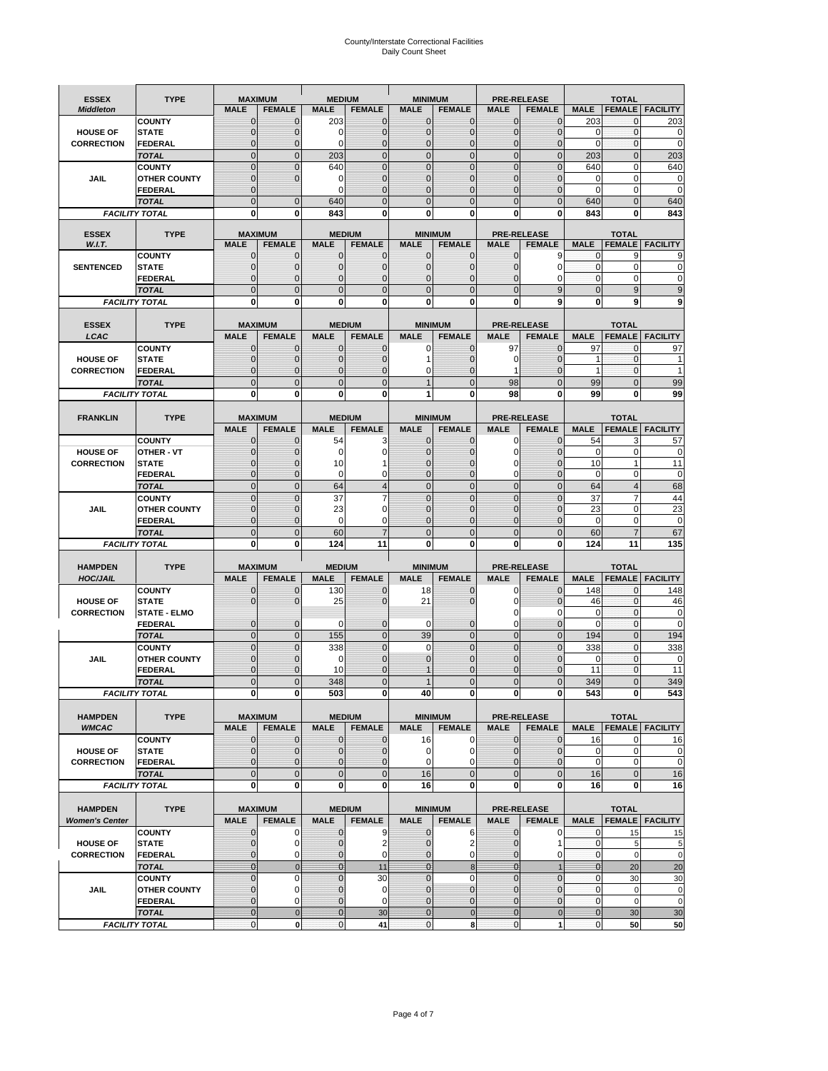# County/Interstate Correctional Facilities
## Daily Count Sheet

| ESSEX *Middleton* | TYPE | MAXIMUM MALE | MAXIMUM FEMALE | MEDIUM MALE | MEDIUM FEMALE | MINIMUM MALE | MINIMUM FEMALE | PRE-RELEASE MALE | PRE-RELEASE FEMALE | TOTAL MALE | TOTAL FEMALE | TOTAL FACILITY |
|---|---|---|---|---|---|---|---|---|---|---|---|---|
| | COUNTY | 0 | 0 | 203 | 0 | 0 | 0 | 0 | 0 | 203 | 0 | 203 |
| HOUSE OF | STATE | 0 | 0 | 0 | 0 | 0 | 0 | 0 | 0 | 0 | 0 | 0 |
| CORRECTION | FEDERAL | 0 | 0 | 0 | 0 | 0 | 0 | 0 | 0 | 0 | 0 | 0 |
| | *TOTAL* | 0 | 0 | 203 | 0 | 0 | 0 | 0 | 0 | 203 | 0 | 203 |
| | COUNTY | 0 | 0 | 640 | 0 | 0 | 0 | 0 | 0 | 640 | 0 | 640 |
| JAIL | OTHER COUNTY | 0 | 0 | 0 | 0 | 0 | 0 | 0 | 0 | 0 | 0 | 0 |
| | FEDERAL | 0 | | 0 | 0 | 0 | 0 | 0 | 0 | 0 | 0 | 0 |
| | *TOTAL* | 0 | 0 | 640 | 0 | 0 | 0 | 0 | 0 | 640 | 0 | 640 |
| *FACILITY TOTAL* | | **0** | **0** | **843** | **0** | **0** | **0** | **0** | **0** | **843** | **0** | **843** |

| ESSEX *W.I.T.* | TYPE | MAXIMUM MALE | MAXIMUM FEMALE | MEDIUM MALE | MEDIUM FEMALE | MINIMUM MALE | MINIMUM FEMALE | PRE-RELEASE MALE | PRE-RELEASE FEMALE | TOTAL MALE | TOTAL FEMALE | TOTAL FACILITY |
|---|---|---|---|---|---|---|---|---|---|---|---|---|
| | COUNTY | 0 | 0 | 0 | 0 | 0 | 0 | 0 | 9 | 0 | 9 | 9 |
| SENTENCED | STATE | 0 | 0 | 0 | 0 | 0 | 0 | 0 | 0 | 0 | 0 | 0 |
| | FEDERAL | 0 | 0 | 0 | 0 | 0 | 0 | 0 | 0 | 0 | 0 | 0 |
| | *TOTAL* | 0 | 0 | 0 | 0 | 0 | 0 | 0 | 9 | 0 | 9 | 9 |
| *FACILITY TOTAL* | | **0** | **0** | **0** | **0** | **0** | **0** | **0** | **9** | **0** | **9** | **9** |

| ESSEX *LCAC* | TYPE | MAXIMUM MALE | MAXIMUM FEMALE | MEDIUM MALE | MEDIUM FEMALE | MINIMUM MALE | MINIMUM FEMALE | PRE-RELEASE MALE | PRE-RELEASE FEMALE | TOTAL MALE | TOTAL FEMALE | TOTAL FACILITY |
|---|---|---|---|---|---|---|---|---|---|---|---|---|
| | COUNTY | 0 | 0 | 0 | 0 | 0 | 0 | 97 | 0 | 97 | 0 | 97 |
| HOUSE OF | STATE | 0 | 0 | 0 | 0 | 1 | 0 | 0 | 0 | 1 | 0 | 1 |
| CORRECTION | FEDERAL | 0 | 0 | 0 | 0 | 0 | 0 | 1 | 0 | 1 | 0 | 1 |
| | *TOTAL* | 0 | 0 | 0 | 0 | 1 | 0 | 98 | 0 | 99 | 0 | 99 |
| *FACILITY TOTAL* | | **0** | **0** | **0** | **0** | **1** | **0** | **98** | **0** | **99** | **0** | **99** |

| FRANKLIN | TYPE | MAXIMUM MALE | MAXIMUM FEMALE | MEDIUM MALE | MEDIUM FEMALE | MINIMUM MALE | MINIMUM FEMALE | PRE-RELEASE MALE | PRE-RELEASE FEMALE | TOTAL MALE | TOTAL FEMALE | TOTAL FACILITY |
|---|---|---|---|---|---|---|---|---|---|---|---|---|
| | COUNTY | 0 | 0 | 54 | 3 | 0 | 0 | 0 | 0 | 54 | 3 | 57 |
| HOUSE OF | OTHER - VT | 0 | 0 | 0 | 0 | 0 | 0 | 0 | 0 | 0 | 0 | 0 |
| CORRECTION | STATE | 0 | 0 | 10 | 1 | 0 | 0 | 0 | 0 | 10 | 1 | 11 |
| | FEDERAL | 0 | 0 | 0 | 0 | 0 | 0 | 0 | 0 | 0 | 0 | 0 |
| | *TOTAL* | 0 | 0 | 64 | 4 | 0 | 0 | 0 | 0 | 64 | 4 | 68 |
| | COUNTY | 0 | 0 | 37 | 7 | 0 | 0 | 0 | 0 | 37 | 7 | 44 |
| JAIL | OTHER COUNTY | 0 | 0 | 23 | 0 | 0 | 0 | 0 | 0 | 23 | 0 | 23 |
| | FEDERAL | 0 | 0 | 0 | 0 | 0 | 0 | 0 | 0 | 0 | 0 | 0 |
| | *TOTAL* | 0 | 0 | 60 | 7 | 0 | 0 | 0 | 0 | 60 | 7 | 67 |
| *FACILITY TOTAL* | | **0** | **0** | **124** | **11** | **0** | **0** | **0** | **0** | **124** | **11** | **135** |

| HAMPDEN *HOC/JAIL* | TYPE | MAXIMUM MALE | MAXIMUM FEMALE | MEDIUM MALE | MEDIUM FEMALE | MINIMUM MALE | MINIMUM FEMALE | PRE-RELEASE MALE | PRE-RELEASE FEMALE | TOTAL MALE | TOTAL FEMALE | TOTAL FACILITY |
|---|---|---|---|---|---|---|---|---|---|---|---|---|
| | COUNTY | 0 | 0 | 130 | 0 | 18 | 0 | 0 | 0 | 148 | 0 | 148 |
| HOUSE OF | STATE | 0 | 0 | 25 | 0 | 21 | 0 | 0 | 0 | 46 | 0 | 46 |
| CORRECTION | STATE - ELMO | | | | | | | 0 | 0 | 0 | 0 | 0 |
| | FEDERAL | 0 | 0 | 0 | 0 | 0 | 0 | 0 | 0 | 0 | 0 | 0 |
| | *TOTAL* | 0 | 0 | 155 | 0 | 39 | 0 | 0 | 0 | 194 | 0 | 194 |
| | COUNTY | 0 | 0 | 338 | 0 | 0 | 0 | 0 | 0 | 338 | 0 | 338 |
| JAIL | OTHER COUNTY | 0 | 0 | 0 | 0 | 0 | 0 | 0 | 0 | 0 | 0 | 0 |
| | FEDERAL | 0 | 0 | 10 | 0 | 1 | 0 | 0 | 0 | 11 | 0 | 11 |
| | *TOTAL* | 0 | 0 | 348 | 0 | 1 | 0 | 0 | 0 | 349 | 0 | 349 |
| *FACILITY TOTAL* | | **0** | **0** | **503** | **0** | **40** | **0** | **0** | **0** | **543** | **0** | **543** |

| HAMPDEN *WMCAC* | TYPE | MAXIMUM MALE | MAXIMUM FEMALE | MEDIUM MALE | MEDIUM FEMALE | MINIMUM MALE | MINIMUM FEMALE | PRE-RELEASE MALE | PRE-RELEASE FEMALE | TOTAL MALE | TOTAL FEMALE | TOTAL FACILITY |
|---|---|---|---|---|---|---|---|---|---|---|---|---|
| | COUNTY | 0 | 0 | 0 | 0 | 16 | 0 | 0 | 0 | 16 | 0 | 16 |
| HOUSE OF | STATE | 0 | 0 | 0 | 0 | 0 | 0 | 0 | 0 | 0 | 0 | 0 |
| CORRECTION | FEDERAL | 0 | 0 | 0 | 0 | 0 | 0 | 0 | 0 | 0 | 0 | 0 |
| | *TOTAL* | 0 | 0 | 0 | 0 | 16 | 0 | 0 | 0 | 16 | 0 | 16 |
| *FACILITY TOTAL* | | **0** | **0** | **0** | **0** | **16** | **0** | **0** | **0** | **16** | **0** | **16** |

| HAMPDEN *Women's Center* | TYPE | MAXIMUM MALE | MAXIMUM FEMALE | MEDIUM MALE | MEDIUM FEMALE | MINIMUM MALE | MINIMUM FEMALE | PRE-RELEASE MALE | PRE-RELEASE FEMALE | TOTAL MALE | TOTAL FEMALE | TOTAL FACILITY |
|---|---|---|---|---|---|---|---|---|---|---|---|---|
| | COUNTY | 0 | 0 | 0 | 9 | 0 | 6 | 0 | 0 | 0 | 15 | 15 |
| HOUSE OF | STATE | 0 | 0 | 0 | 2 | 0 | 2 | 0 | 1 | 0 | 5 | 5 |
| CORRECTION | FEDERAL | 0 | 0 | 0 | 0 | 0 | 0 | 0 | 0 | 0 | 0 | 0 |
| | *TOTAL* | 0 | 0 | 0 | 11 | 0 | 8 | 0 | 1 | 0 | 20 | 20 |
| | COUNTY | 0 | 0 | 0 | 30 | 0 | 0 | 0 | 0 | 0 | 30 | 30 |
| JAIL | OTHER COUNTY | 0 | 0 | 0 | 0 | 0 | 0 | 0 | 0 | 0 | 0 | 0 |
| | FEDERAL | 0 | 0 | 0 | 0 | 0 | 0 | 0 | 0 | 0 | 0 | 0 |
| | *TOTAL* | 0 | 0 | 0 | 30 | 0 | 0 | 0 | 0 | 0 | 30 | 30 |
| *FACILITY TOTAL* | | **0** | **0** | **0** | **41** | **0** | **8** | **0** | **1** | **0** | **50** | **50** |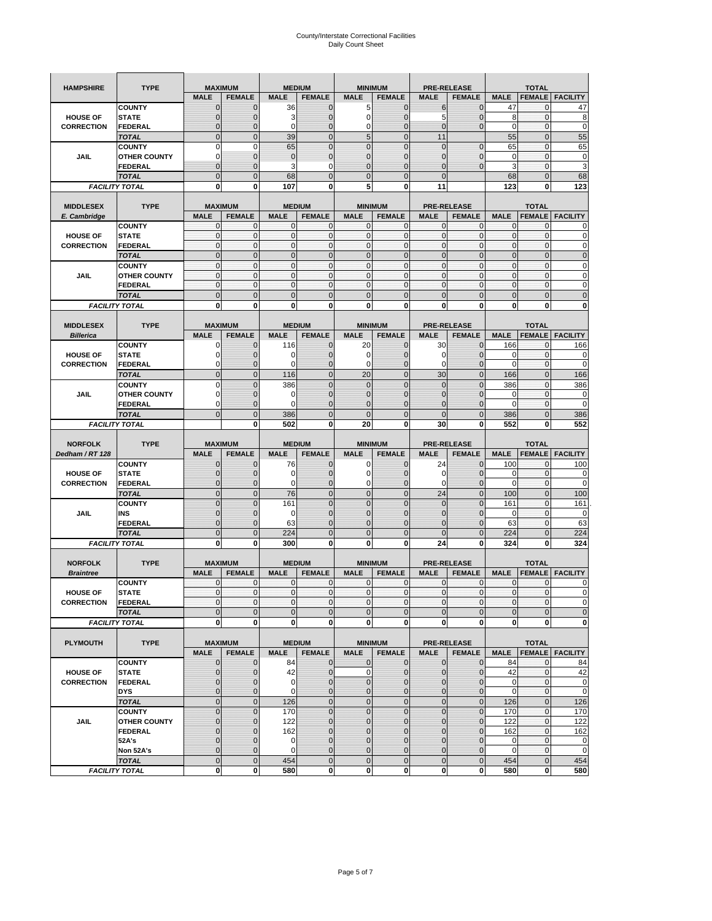# County/Interstate Correctional Facilities
## Daily Count Sheet

| HAMPSHIRE | TYPE | MAXIMUM | | MEDIUM | | MINIMUM | | PRE-RELEASE | | TOTAL | | |
|---|---|---|---|---|---|---|---|---|---|---|---|---|
| | | MALE | FEMALE | MALE | FEMALE | MALE | FEMALE | MALE | FEMALE | MALE | FEMALE | FACILITY |
| HOUSE OF CORRECTION | COUNTY | 0 | 0 | 36 | 0 | 5 | 0 | 6 | 0 | 47 | 0 | 47 |
| | STATE | 0 | 0 | 3 | 0 | 0 | 0 | 5 | 0 | 8 | 0 | 8 |
| | FEDERAL | 0 | 0 | 0 | 0 | 0 | 0 | 0 | 0 | 0 | 0 | 0 |
| | TOTAL | 0 | 0 | 39 | 0 | 5 | 0 | 11 | | 55 | 0 | 55 |
| JAIL | COUNTY | 0 | 0 | 65 | 0 | 0 | 0 | 0 | 0 | 65 | 0 | 65 |
| | OTHER COUNTY | 0 | 0 | 0 | 0 | 0 | 0 | 0 | 0 | 0 | 0 | 0 |
| | FEDERAL | 0 | 0 | 3 | 0 | 0 | 0 | 0 | 0 | 3 | 0 | 3 |
| | TOTAL | 0 | 0 | 68 | 0 | 0 | 0 | 0 | | 68 | 0 | 68 |
| FACILITY TOTAL | | 0 | 0 | 107 | 0 | 5 | 0 | 11 | | 123 | 0 | 123 |

| MIDDLESEX E. Cambridge | TYPE | MAXIMUM | | MEDIUM | | MINIMUM | | PRE-RELEASE | | TOTAL | | |
|---|---|---|---|---|---|---|---|---|---|---|---|---|
| | | MALE | FEMALE | MALE | FEMALE | MALE | FEMALE | MALE | FEMALE | MALE | FEMALE | FACILITY |
| HOUSE OF CORRECTION | COUNTY | 0 | 0 | 0 | 0 | 0 | 0 | 0 | 0 | 0 | 0 | 0 |
| | STATE | 0 | 0 | 0 | 0 | 0 | 0 | 0 | 0 | 0 | 0 | 0 |
| | FEDERAL | 0 | 0 | 0 | 0 | 0 | 0 | 0 | 0 | 0 | 0 | 0 |
| | TOTAL | 0 | 0 | 0 | 0 | 0 | 0 | 0 | 0 | 0 | 0 | 0 |
| JAIL | COUNTY | 0 | 0 | 0 | 0 | 0 | 0 | 0 | 0 | 0 | 0 | 0 |
| | OTHER COUNTY | 0 | 0 | 0 | 0 | 0 | 0 | 0 | 0 | 0 | 0 | 0 |
| | FEDERAL | 0 | 0 | 0 | 0 | 0 | 0 | 0 | 0 | 0 | 0 | 0 |
| | TOTAL | 0 | 0 | 0 | 0 | 0 | 0 | 0 | 0 | 0 | 0 | 0 |
| FACILITY TOTAL | | 0 | 0 | 0 | 0 | 0 | 0 | 0 | 0 | 0 | 0 | 0 |

| MIDDLESEX Billerica | TYPE | MAXIMUM | | MEDIUM | | MINIMUM | | PRE-RELEASE | | TOTAL | | |
|---|---|---|---|---|---|---|---|---|---|---|---|---|
| | | MALE | FEMALE | MALE | FEMALE | MALE | FEMALE | MALE | FEMALE | MALE | FEMALE | FACILITY |
| HOUSE OF CORRECTION | COUNTY | 0 | 0 | 116 | 0 | 20 | 0 | 30 | 0 | 166 | 0 | 166 |
| | STATE | 0 | 0 | 0 | 0 | 0 | 0 | 0 | 0 | 0 | 0 | 0 |
| | FEDERAL | 0 | 0 | 0 | 0 | 0 | 0 | 0 | 0 | 0 | 0 | 0 |
| | TOTAL | 0 | 0 | 116 | 0 | 20 | 0 | 30 | 0 | 166 | 0 | 166 |
| JAIL | COUNTY | 0 | 0 | 386 | 0 | 0 | 0 | 0 | 0 | 386 | 0 | 386 |
| | OTHER COUNTY | 0 | 0 | 0 | 0 | 0 | 0 | 0 | 0 | 0 | 0 | 0 |
| | FEDERAL | 0 | 0 | 0 | 0 | 0 | 0 | 0 | 0 | 0 | 0 | 0 |
| | TOTAL | 0 | 0 | 386 | 0 | 0 | 0 | 0 | 0 | 386 | 0 | 386 |
| FACILITY TOTAL | | | 0 | 502 | 0 | 20 | 0 | 30 | 0 | 552 | 0 | 552 |

| NORFOLK Dedham / RT 128 | TYPE | MAXIMUM | | MEDIUM | | MINIMUM | | PRE-RELEASE | | TOTAL | | |
|---|---|---|---|---|---|---|---|---|---|---|---|---|
| | | MALE | FEMALE | MALE | FEMALE | MALE | FEMALE | MALE | FEMALE | MALE | FEMALE | FACILITY |
| HOUSE OF CORRECTION | COUNTY | 0 | 0 | 76 | 0 | 0 | 0 | 24 | 0 | 100 | 0 | 100 |
| | STATE | 0 | 0 | 0 | 0 | 0 | 0 | 0 | 0 | 0 | 0 | 0 |
| | FEDERAL | 0 | 0 | 0 | 0 | 0 | 0 | 0 | 0 | 0 | 0 | 0 |
| | TOTAL | 0 | 0 | 76 | 0 | 0 | 0 | 24 | 0 | 100 | 0 | 100 |
| JAIL | COUNTY | 0 | 0 | 161 | 0 | 0 | 0 | 0 | 0 | 161 | 0 | 161 |
| | INS | 0 | 0 | 0 | 0 | 0 | 0 | 0 | 0 | 0 | 0 | 0 |
| | FEDERAL | 0 | 0 | 63 | 0 | 0 | 0 | 0 | 0 | 63 | 0 | 63 |
| | TOTAL | 0 | 0 | 224 | 0 | 0 | 0 | 0 | 0 | 224 | 0 | 224 |
| FACILITY TOTAL | | 0 | 0 | 300 | 0 | 0 | 0 | 24 | 0 | 324 | 0 | 324 |

| NORFOLK Braintree | TYPE | MAXIMUM | | MEDIUM | | MINIMUM | | PRE-RELEASE | | TOTAL | | |
|---|---|---|---|---|---|---|---|---|---|---|---|---|
| | | MALE | FEMALE | MALE | FEMALE | MALE | FEMALE | MALE | FEMALE | MALE | FEMALE | FACILITY |
| HOUSE OF CORRECTION | COUNTY | 0 | 0 | 0 | 0 | 0 | 0 | 0 | 0 | 0 | 0 | 0 |
| | STATE | 0 | 0 | 0 | 0 | 0 | 0 | 0 | 0 | 0 | 0 | 0 |
| | FEDERAL | 0 | 0 | 0 | 0 | 0 | 0 | 0 | 0 | 0 | 0 | 0 |
| | TOTAL | 0 | 0 | 0 | 0 | 0 | 0 | 0 | 0 | 0 | 0 | 0 |
| FACILITY TOTAL | | 0 | 0 | 0 | 0 | 0 | 0 | 0 | 0 | 0 | 0 | 0 |

| PLYMOUTH | TYPE | MAXIMUM | | MEDIUM | | MINIMUM | | PRE-RELEASE | | TOTAL | | |
|---|---|---|---|---|---|---|---|---|---|---|---|---|
| | | MALE | FEMALE | MALE | FEMALE | MALE | FEMALE | MALE | FEMALE | MALE | FEMALE | FACILITY |
| HOUSE OF CORRECTION | COUNTY | 0 | 0 | 84 | 0 | 0 | 0 | 0 | 0 | 84 | 0 | 84 |
| | STATE | 0 | 0 | 42 | 0 | 0 | 0 | 0 | 0 | 42 | 0 | 42 |
| | FEDERAL | 0 | 0 | 0 | 0 | 0 | 0 | 0 | 0 | 0 | 0 | 0 |
| | DYS | 0 | 0 | 0 | 0 | 0 | 0 | 0 | 0 | 0 | 0 | 0 |
| | TOTAL | 0 | 0 | 126 | 0 | 0 | 0 | 0 | 0 | 126 | 0 | 126 |
| JAIL | COUNTY | 0 | 0 | 170 | 0 | 0 | 0 | 0 | 0 | 170 | 0 | 170 |
| | OTHER COUNTY | 0 | 0 | 122 | 0 | 0 | 0 | 0 | 0 | 122 | 0 | 122 |
| | FEDERAL | 0 | 0 | 162 | 0 | 0 | 0 | 0 | 0 | 162 | 0 | 162 |
| | 52A's | 0 | 0 | 0 | 0 | 0 | 0 | 0 | 0 | 0 | 0 | 0 |
| | Non 52A's | 0 | 0 | 0 | 0 | 0 | 0 | 0 | 0 | 0 | 0 | 0 |
| | TOTAL | 0 | 0 | 454 | 0 | 0 | 0 | 0 | 0 | 454 | 0 | 454 |
| FACILITY TOTAL | | 0 | 0 | 580 | 0 | 0 | 0 | 0 | 0 | 580 | 0 | 580 |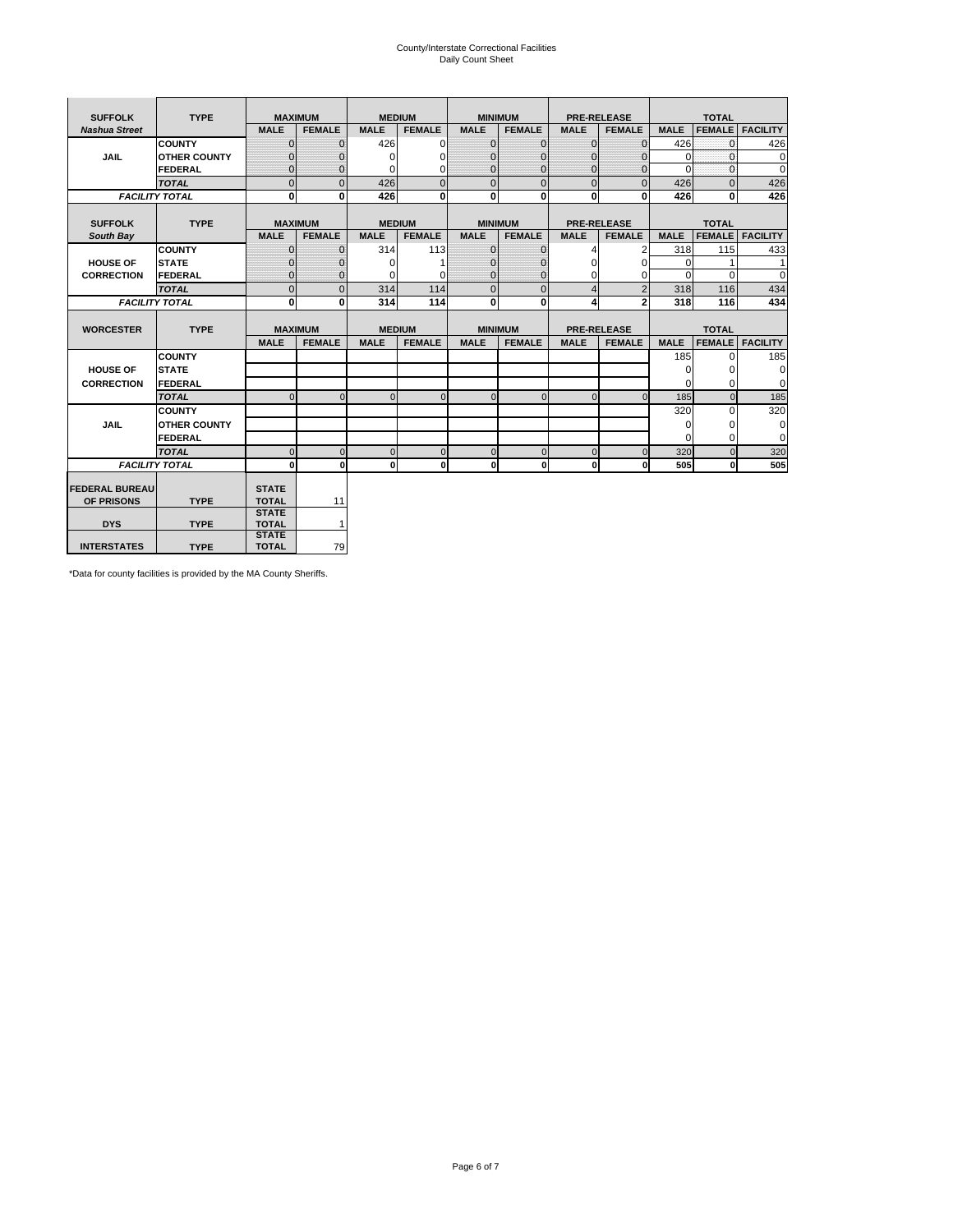County/Interstate Correctional Facilities
Daily Count Sheet

| SUFFOLK | TYPE | MAXIMUM | | MEDIUM | | MINIMUM | | PRE-RELEASE | | TOTAL | | |
|---|---|---|---|---|---|---|---|---|---|---|---|---|
| *Nashua Street* | | MALE | FEMALE | MALE | FEMALE | MALE | FEMALE | MALE | FEMALE | MALE | FEMALE | FACILITY |
| JAIL | COUNTY | 0 | 0 | 426 | 0 | 0 | 0 | 0 | 0 | 426 | 0 | 426 |
| | OTHER COUNTY | 0 | 0 | 0 | 0 | 0 | 0 | 0 | 0 | 0 | 0 | 0 |
| | FEDERAL | 0 | 0 | 0 | 0 | 0 | 0 | 0 | 0 | 0 | 0 | 0 |
| | *TOTAL* | 0 | 0 | 426 | 0 | 0 | 0 | 0 | 0 | 426 | 0 | 426 |
| *FACILITY TOTAL* | | **0** | **0** | **426** | **0** | **0** | **0** | **0** | **0** | **426** | **0** | **426** |

| SUFFOLK | TYPE | MAXIMUM | | MEDIUM | | MINIMUM | | PRE-RELEASE | | TOTAL | | |
|---|---|---|---|---|---|---|---|---|---|---|---|---|
| *South Bay* | | MALE | FEMALE | MALE | FEMALE | MALE | FEMALE | MALE | FEMALE | MALE | FEMALE | FACILITY |
| HOUSE OF CORRECTION | COUNTY | 0 | 0 | 314 | 113 | 0 | 0 | 4 | 2 | 318 | 115 | 433 |
| | STATE | 0 | 0 | 0 | 1 | 0 | 0 | 0 | 0 | 0 | 1 | 1 |
| | FEDERAL | 0 | 0 | 0 | 0 | 0 | 0 | 0 | 0 | 0 | 0 | 0 |
| | *TOTAL* | 0 | 0 | 314 | 114 | 0 | 0 | 4 | 2 | 318 | 116 | 434 |
| *FACILITY TOTAL* | | **0** | **0** | **314** | **114** | **0** | **0** | **4** | **2** | **318** | **116** | **434** |

| WORCESTER | TYPE | MAXIMUM | | MEDIUM | | MINIMUM | | PRE-RELEASE | | TOTAL | | |
|---|---|---|---|---|---|---|---|---|---|---|---|---|
| | | MALE | FEMALE | MALE | FEMALE | MALE | FEMALE | MALE | FEMALE | MALE | FEMALE | FACILITY |
| HOUSE OF CORRECTION | COUNTY | | | | | | | | | 185 | 0 | 185 |
| | STATE | | | | | | | | | 0 | 0 | 0 |
| | FEDERAL | | | | | | | | | 0 | 0 | 0 |
| | *TOTAL* | 0 | 0 | 0 | 0 | 0 | 0 | 0 | 0 | 185 | 0 | 185 |
| JAIL | COUNTY | | | | | | | | | 320 | 0 | 320 |
| | OTHER COUNTY | | | | | | | | | 0 | 0 | 0 |
| | FEDERAL | | | | | | | | | 0 | 0 | 0 |
| | *TOTAL* | 0 | 0 | 0 | 0 | 0 | 0 | 0 | 0 | 320 | 0 | 320 |
| *FACILITY TOTAL* | | **0** | **0** | **0** | **0** | **0** | **0** | **0** | **0** | **505** | **0** | **505** |

| | | | |
|---|---|---|---|
| FEDERAL BUREAU OF PRISONS | TYPE | STATE TOTAL | 11 |
| DYS | TYPE | STATE TOTAL | 1 |
| INTERSTATES | TYPE | STATE TOTAL | 79 |

*Data for county facilities is provided by the MA County Sheriffs.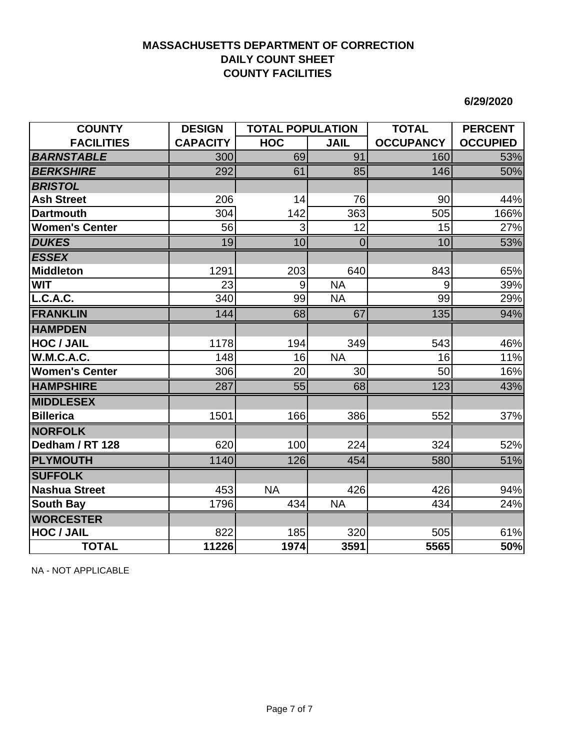# MASSACHUSETTS DEPARTMENT OF CORRECTION
## DAILY COUNT SHEET
## COUNTY FACILITIES

**6/29/2020**

| COUNTY FACILITIES | DESIGN CAPACITY | TOTAL POPULATION | | TOTAL OCCUPANCY | PERCENT OCCUPIED |
|---|---|---|---|---|---|
| | | HOC | JAIL | | |
| ***BARNSTABLE*** | 300 | 69 | 91 | 160 | 53% |
| ***BERKSHIRE*** | 292 | 61 | 85 | 146 | 50% |
| ***BRISTOL*** | | | | | |
| **Ash Street** | 206 | 14 | 76 | 90 | 44% |
| **Dartmouth** | 304 | 142 | 363 | 505 | 166% |
| **Women's Center** | 56 | 3 | 12 | 15 | 27% |
| ***DUKES*** | 19 | 10 | 0 | 10 | 53% |
| ***ESSEX*** | | | | | |
| **Middleton** | 1291 | 203 | 640 | 843 | 65% |
| **WIT** | 23 | 9 | NA | 9 | 39% |
| **L.C.A.C.** | 340 | 99 | NA | 99 | 29% |
| **FRANKLIN** | 144 | 68 | 67 | 135 | 94% |
| **HAMPDEN** | | | | | |
| **HOC / JAIL** | 1178 | 194 | 349 | 543 | 46% |
| **W.M.C.A.C.** | 148 | 16 | NA | 16 | 11% |
| **Women's Center** | 306 | 20 | 30 | 50 | 16% |
| **HAMPSHIRE** | 287 | 55 | 68 | 123 | 43% |
| **MIDDLESEX** | | | | | |
| **Billerica** | 1501 | 166 | 386 | 552 | 37% |
| **NORFOLK** | | | | | |
| **Dedham / RT 128** | 620 | 100 | 224 | 324 | 52% |
| **PLYMOUTH** | 1140 | 126 | 454 | 580 | 51% |
| **SUFFOLK** | | | | | |
| **Nashua Street** | 453 | NA | 426 | 426 | 94% |
| **South Bay** | 1796 | 434 | NA | 434 | 24% |
| **WORCESTER** | | | | | |
| **HOC / JAIL** | 822 | 185 | 320 | 505 | 61% |
| **TOTAL** | **11226** | **1974** | **3591** | **5565** | **50%** |

NA - NOT APPLICABLE